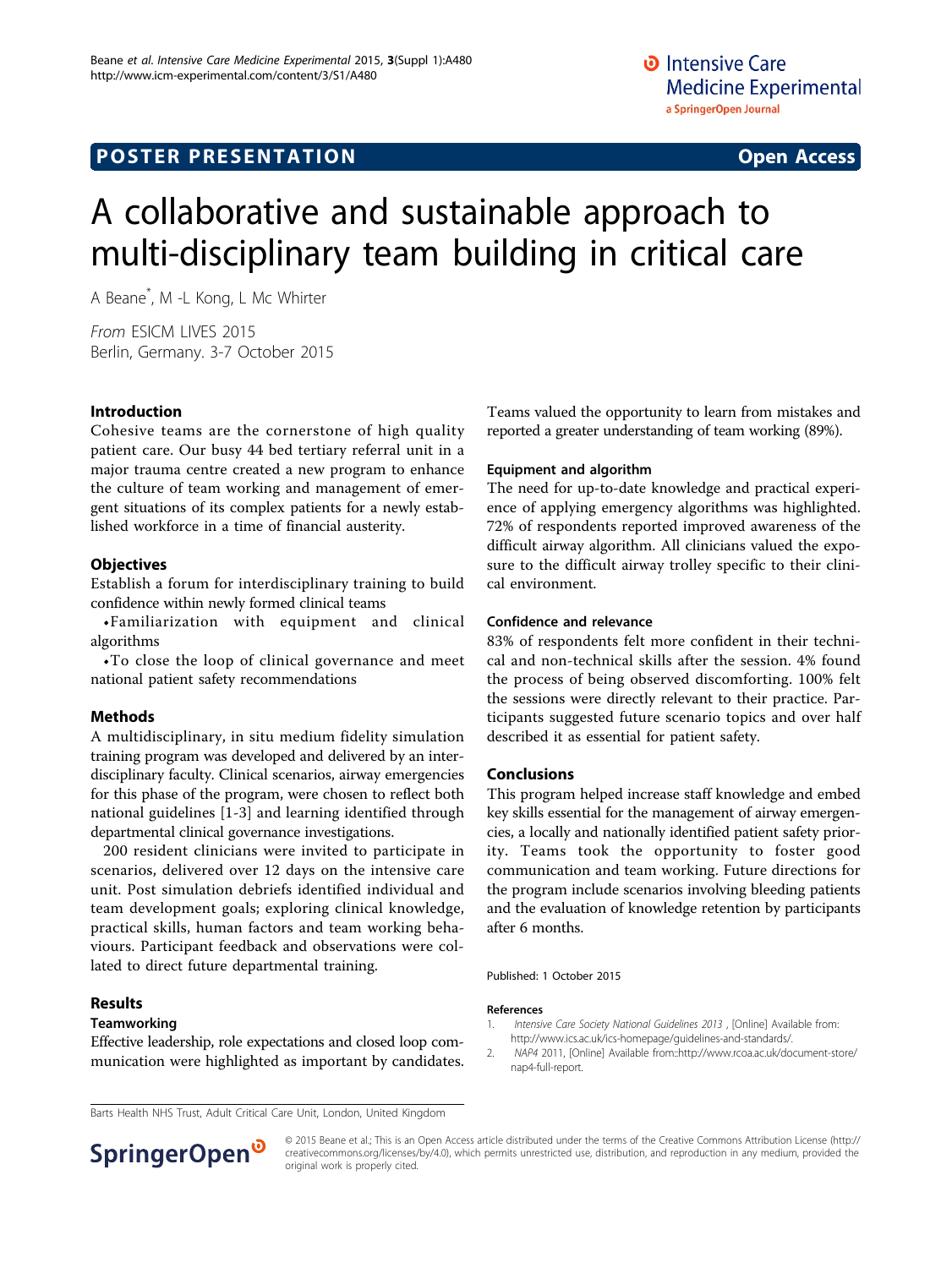POSTER PRESENTATION — Open Access

# A collaborative and sustainable approach to multi-disciplinary team building in critical care

A Beane*, M -L Kong, L Mc Whirter

*From* ESICM LIVES 2015
Berlin, Germany. 3-7 October 2015

## Introduction

Cohesive teams are the cornerstone of high quality patient care. Our busy 44 bed tertiary referral unit in a major trauma centre created a new program to enhance the culture of team working and management of emergent situations of its complex patients for a newly established workforce in a time of financial austerity.

## Objectives

Establish a forum for interdisciplinary training to build confidence within newly formed clinical teams

- Familiarization with equipment and clinical algorithms
- To close the loop of clinical governance and meet national patient safety recommendations

## Methods

A multidisciplinary, in situ medium fidelity simulation training program was developed and delivered by an interdisciplinary faculty. Clinical scenarios, airway emergencies for this phase of the program, were chosen to reflect both national guidelines [1-3] and learning identified through departmental clinical governance investigations.

200 resident clinicians were invited to participate in scenarios, delivered over 12 days on the intensive care unit. Post simulation debriefs identified individual and team development goals; exploring clinical knowledge, practical skills, human factors and team working behaviours. Participant feedback and observations were collated to direct future departmental training.

## Results

### Teamworking

Effective leadership, role expectations and closed loop communication were highlighted as important by candidates. Teams valued the opportunity to learn from mistakes and reported a greater understanding of team working (89%).

### Equipment and algorithm

The need for up-to-date knowledge and practical experience of applying emergency algorithms was highlighted. 72% of respondents reported improved awareness of the difficult airway algorithm. All clinicians valued the exposure to the difficult airway trolley specific to their clinical environment.

### Confidence and relevance

83% of respondents felt more confident in their technical and non-technical skills after the session. 4% found the process of being observed discomforting. 100% felt the sessions were directly relevant to their practice. Participants suggested future scenario topics and over half described it as essential for patient safety.

## Conclusions

This program helped increase staff knowledge and embed key skills essential for the management of airway emergencies, a locally and nationally identified patient safety priority. Teams took the opportunity to foster good communication and team working. Future directions for the program include scenarios involving bleeding patients and the evaluation of knowledge retention by participants after 6 months.

Published: 1 October 2015

### References

1. *Intensive Care Society National Guidelines 2013* , [Online] Available from: http://www.ics.ac.uk/ics-homepage/guidelines-and-standards/.
2. *NAP4* 2011, [Online] Available from::http://www.rcoa.ac.uk/document-store/nap4-full-report.

Barts Health NHS Trust, Adult Critical Care Unit, London, United Kingdom

© 2015 Beane et al.; This is an Open Access article distributed under the terms of the Creative Commons Attribution License (http://creativecommons.org/licenses/by/4.0), which permits unrestricted use, distribution, and reproduction in any medium, provided the original work is properly cited.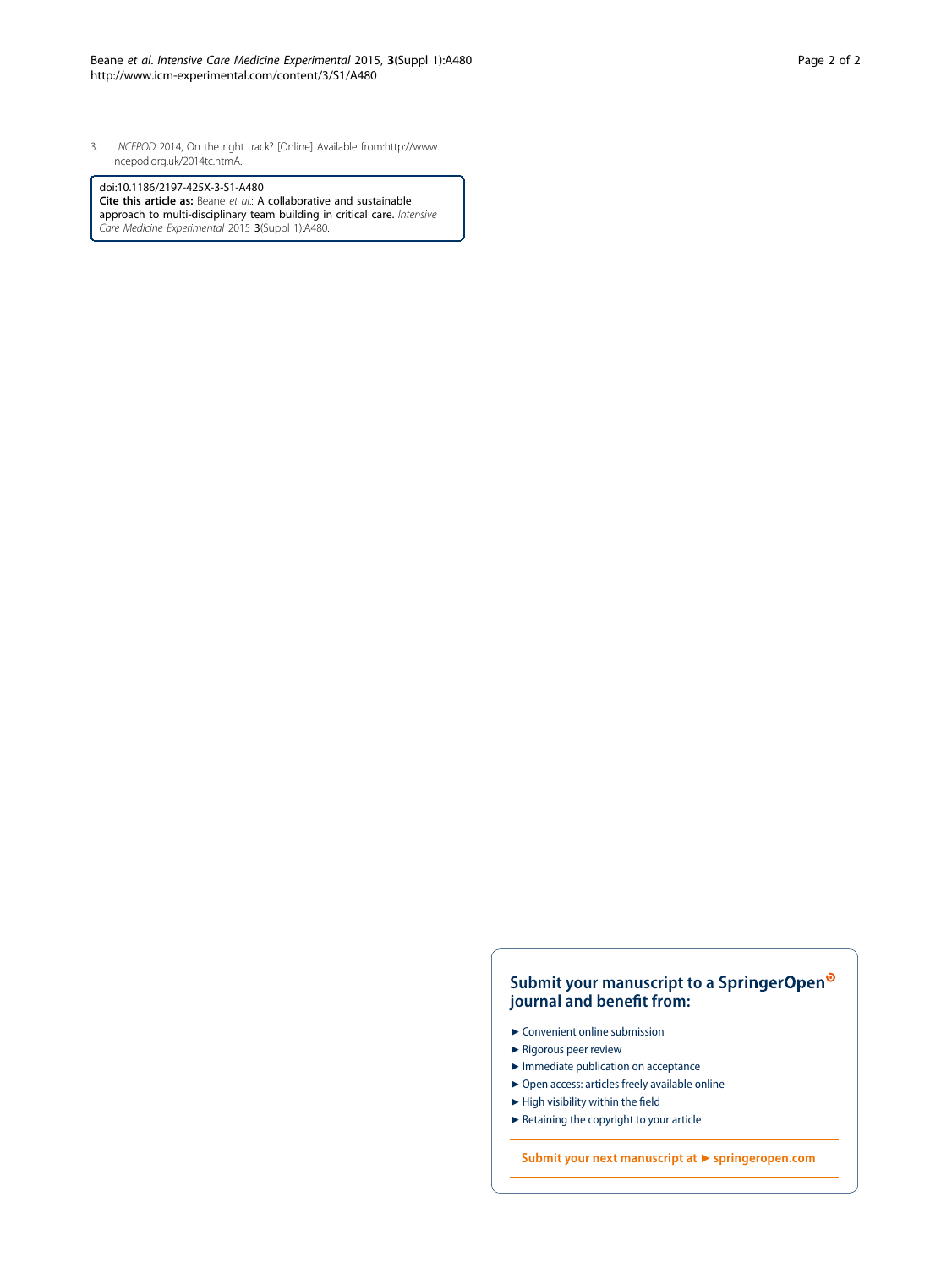3. *NCEPOD* 2014, On the right track? [Online] Available from:http://www.ncepod.org.uk/2014tc.htmA.

doi:10.1186/2197-425X-3-S1-A480
**Cite this article as:** Beane *et al.*: A collaborative and sustainable approach to multi-disciplinary team building in critical care. *Intensive Care Medicine Experimental* 2015 **3**(Suppl 1):A480.

**Submit your manuscript to a SpringerOpen journal and benefit from:**

- ► Convenient online submission
- ► Rigorous peer review
- ► Immediate publication on acceptance
- ► Open access: articles freely available online
- ► High visibility within the field
- ► Retaining the copyright to your article

**Submit your next manuscript at ► springeropen.com**